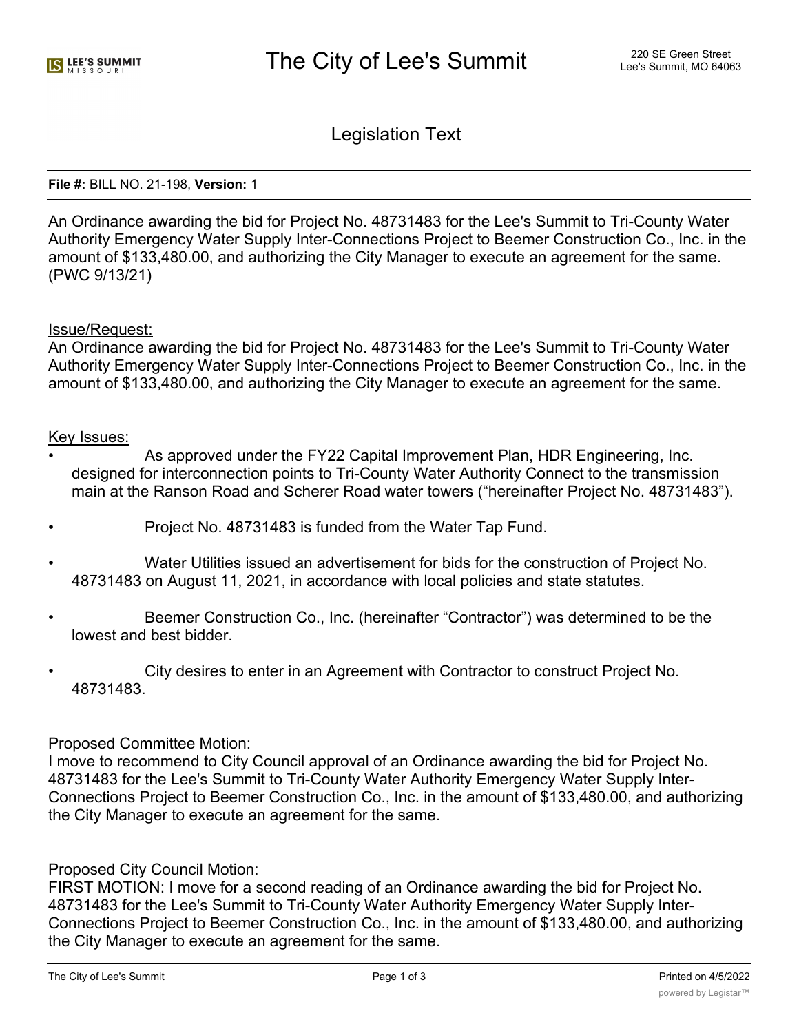# The City of Lee's Summit

220 SE Green Street
Lee's Summit, MO 64063

## Legislation Text

**File #:** BILL NO. 21-198, **Version:** 1

An Ordinance awarding the bid for Project No. 48731483 for the Lee's Summit to Tri-County Water Authority Emergency Water Supply Inter-Connections Project to Beemer Construction Co., Inc. in the amount of $133,480.00, and authorizing the City Manager to execute an agreement for the same. (PWC 9/13/21)

Issue/Request:
An Ordinance awarding the bid for Project No. 48731483 for the Lee's Summit to Tri-County Water Authority Emergency Water Supply Inter-Connections Project to Beemer Construction Co., Inc. in the amount of $133,480.00, and authorizing the City Manager to execute an agreement for the same.

Key Issues:

- As approved under the FY22 Capital Improvement Plan, HDR Engineering, Inc. designed for interconnection points to Tri-County Water Authority Connect to the transmission main at the Ranson Road and Scherer Road water towers ("hereinafter Project No. 48731483").
- Project No. 48731483 is funded from the Water Tap Fund.
- Water Utilities issued an advertisement for bids for the construction of Project No. 48731483 on August 11, 2021, in accordance with local policies and state statutes.
- Beemer Construction Co., Inc. (hereinafter "Contractor") was determined to be the lowest and best bidder.
- City desires to enter in an Agreement with Contractor to construct Project No. 48731483.

Proposed Committee Motion:
I move to recommend to City Council approval of an Ordinance awarding the bid for Project No. 48731483 for the Lee's Summit to Tri-County Water Authority Emergency Water Supply Inter-Connections Project to Beemer Construction Co., Inc. in the amount of $133,480.00, and authorizing the City Manager to execute an agreement for the same.

Proposed City Council Motion:
FIRST MOTION: I move for a second reading of an Ordinance awarding the bid for Project No. 48731483 for the Lee's Summit to Tri-County Water Authority Emergency Water Supply Inter-Connections Project to Beemer Construction Co., Inc. in the amount of $133,480.00, and authorizing the City Manager to execute an agreement for the same.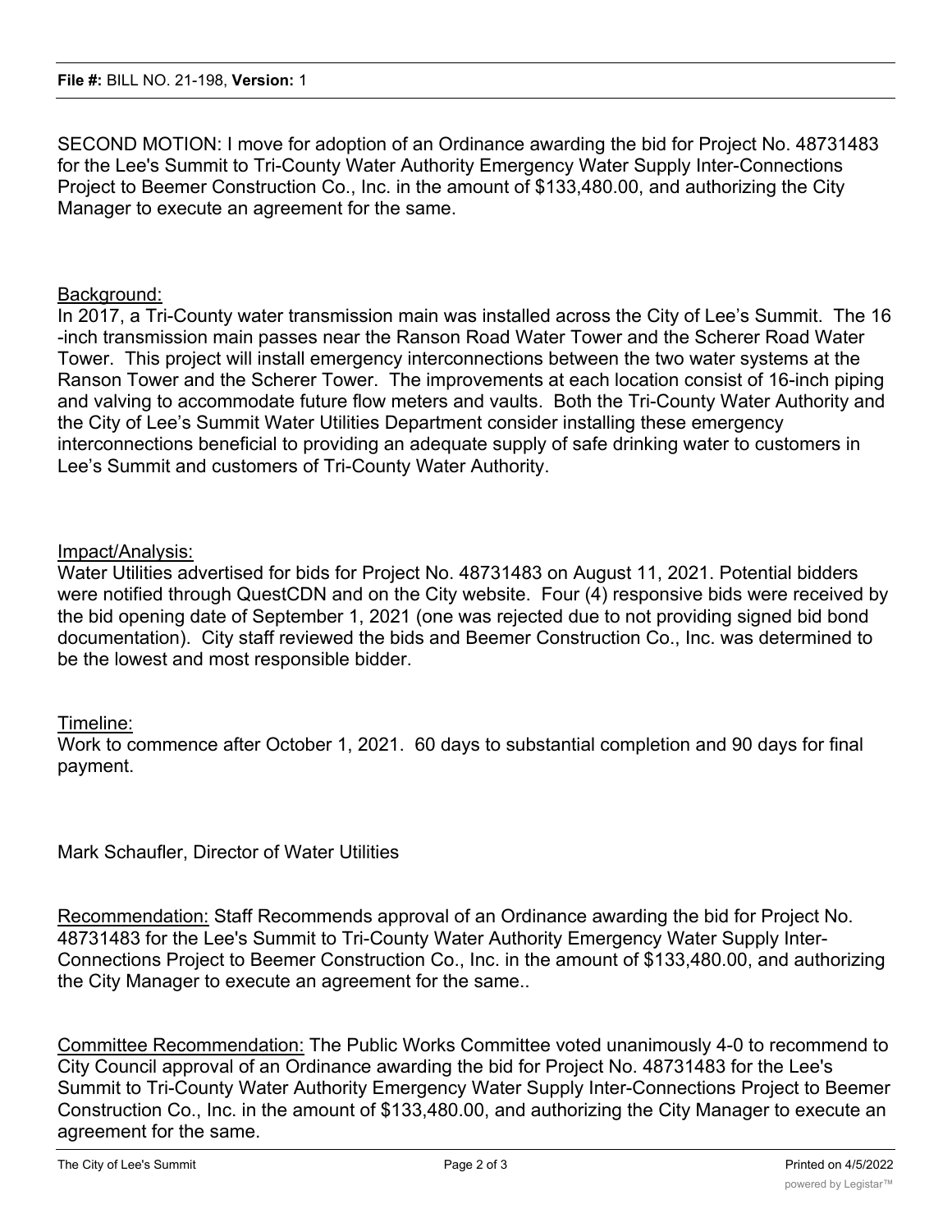SECOND MOTION: I move for adoption of an Ordinance awarding the bid for Project No. 48731483 for the Lee's Summit to Tri-County Water Authority Emergency Water Supply Inter-Connections Project to Beemer Construction Co., Inc. in the amount of $133,480.00, and authorizing the City Manager to execute an agreement for the same.

Background:

In 2017, a Tri-County water transmission main was installed across the City of Lee's Summit. The 16-inch transmission main passes near the Ranson Road Water Tower and the Scherer Road Water Tower. This project will install emergency interconnections between the two water systems at the Ranson Tower and the Scherer Tower. The improvements at each location consist of 16-inch piping and valving to accommodate future flow meters and vaults. Both the Tri-County Water Authority and the City of Lee's Summit Water Utilities Department consider installing these emergency interconnections beneficial to providing an adequate supply of safe drinking water to customers in Lee's Summit and customers of Tri-County Water Authority.

Impact/Analysis:

Water Utilities advertised for bids for Project No. 48731483 on August 11, 2021. Potential bidders were notified through QuestCDN and on the City website. Four (4) responsive bids were received by the bid opening date of September 1, 2021 (one was rejected due to not providing signed bid bond documentation). City staff reviewed the bids and Beemer Construction Co., Inc. was determined to be the lowest and most responsible bidder.

Timeline:

Work to commence after October 1, 2021. 60 days to substantial completion and 90 days for final payment.

Mark Schaufler, Director of Water Utilities

Recommendation: Staff Recommends approval of an Ordinance awarding the bid for Project No. 48731483 for the Lee's Summit to Tri-County Water Authority Emergency Water Supply Inter-Connections Project to Beemer Construction Co., Inc. in the amount of $133,480.00, and authorizing the City Manager to execute an agreement for the same..

Committee Recommendation: The Public Works Committee voted unanimously 4-0 to recommend to City Council approval of an Ordinance awarding the bid for Project No. 48731483 for the Lee's Summit to Tri-County Water Authority Emergency Water Supply Inter-Connections Project to Beemer Construction Co., Inc. in the amount of $133,480.00, and authorizing the City Manager to execute an agreement for the same.